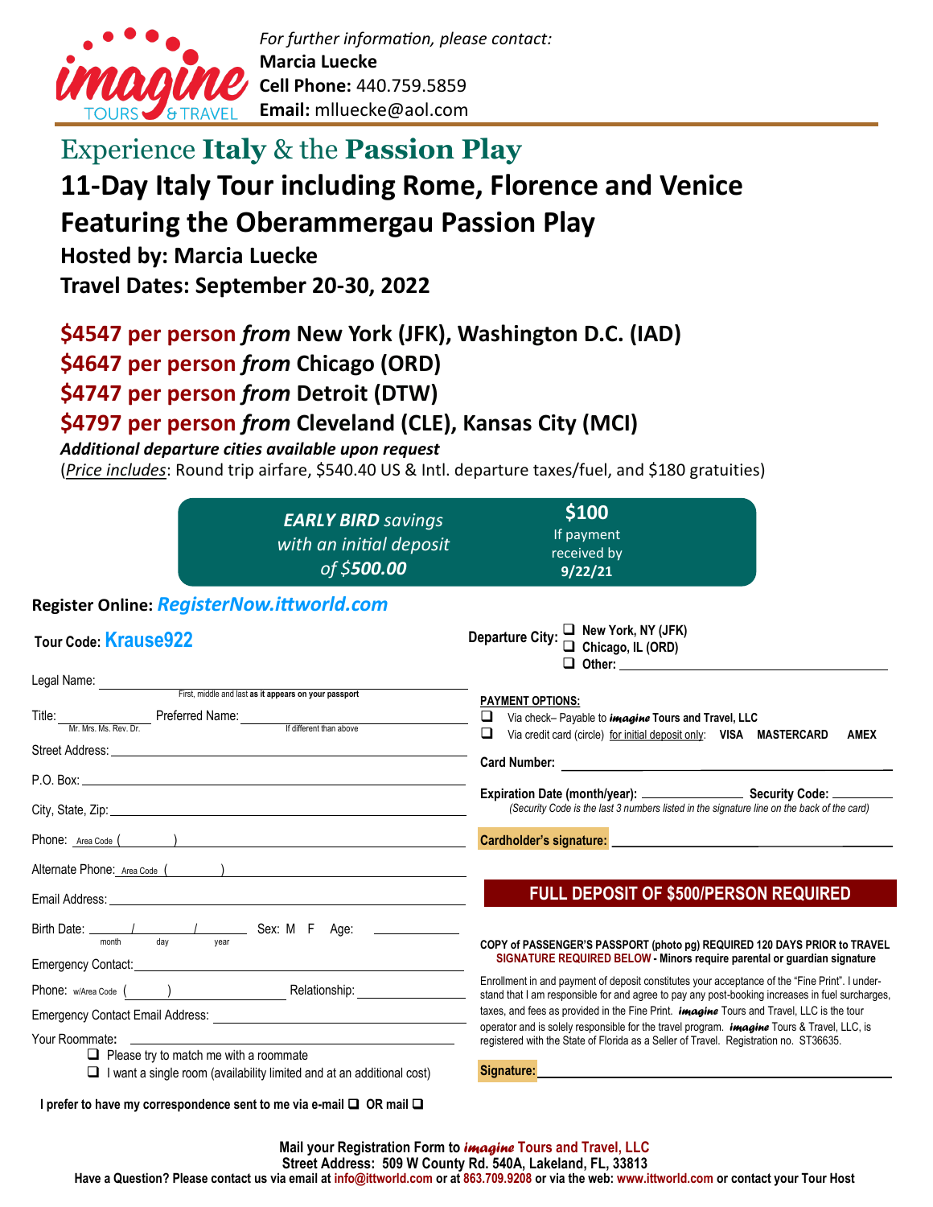*For further information, please contact:*
**Marcia Luecke**
**Cell Phone:** 440.759.5859
**Email:** mlluecke@aol.com

# Experience **Italy** & the **Passion Play**

## 11-Day Italy Tour including Rome, Florence and Venice
## Featuring the Oberammergau Passion Play

### Hosted by: Marcia Luecke
### Travel Dates: September 20-30, 2022

**$4547 per person *from* New York (JFK), Washington D.C. (IAD)**
**$4647 per person *from* Chicago (ORD)**
**$4747 per person *from* Detroit (DTW)**
**$4797 per person *from* Cleveland (CLE), Kansas City (MCI)**

***Additional departure cities available upon request***
(*Price includes*: Round trip airfare, $540.40 US & Intl. departure taxes/fuel, and $180 gratuities)

***EARLY BIRD** savings with an initial deposit of $**500.00*** — **$100** If payment received by **9/22/21**

**Register Online: *RegisterNow.ittworld.com***

**Tour Code: Krause922**

**Departure City:**
- ❑ New York, NY (JFK)
- ❑ Chicago, IL (ORD)
- ❑ Other: ______________________

Legal Name: ______________________ (First, middle and last **as it appears on your passport**)

Title: __________ (Mr. Mrs. Ms. Rev. Dr.) Preferred Name: __________ (If different than above)

Street Address: ______________________

P.O. Box: ______________________

City, State, Zip: ______________________

Phone: Area Code ( ) ______________________

Alternate Phone: Area Code ( ) ______________________

Email Address: ______________________

Birth Date: ____/____/____ (month / day / year) Sex: M F Age: ______

Emergency Contact: ______________________

Phone: w/Area Code ( ) __________ Relationship: __________

Emergency Contact Email Address: ______________________

Your Roommate: ______________________
- ❑ Please try to match me with a roommate
- ❑ I want a single room (availability limited and at an additional cost)

**I prefer to have my correspondence sent to me via e-mail ❑ OR mail ❑**

**PAYMENT OPTIONS:**
- ❑ Via check– Payable to ***imagine*** **Tours and Travel, LLC**
- ❑ Via credit card (circle) for initial deposit only: **VISA MASTERCARD AMEX**

**Card Number:** ______________________

**Expiration Date (month/year):** __________ **Security Code:** __________
*(Security Code is the last 3 numbers listed in the signature line on the back of the card)*

**Cardholder's signature:** ______________________

**FULL DEPOSIT OF $500/PERSON REQUIRED**

**COPY of PASSENGER'S PASSPORT (photo pg) REQUIRED 120 DAYS PRIOR to TRAVEL**
**SIGNATURE REQUIRED BELOW - Minors require parental or guardian signature**

Enrollment in and payment of deposit constitutes your acceptance of the "Fine Print". I understand that I am responsible for and agree to pay any post-booking increases in fuel surcharges, taxes, and fees as provided in the Fine Print. ***imagine*** Tours and Travel, LLC is the tour operator and is solely responsible for the travel program. ***imagine*** Tours & Travel, LLC, is registered with the State of Florida as a Seller of Travel. Registration no. ST36635.

**Signature:** ______________________

**Mail your Registration Form to *imagine* Tours and Travel, LLC**
**Street Address: 509 W County Rd. 540A, Lakeland, FL, 33813**
**Have a Question? Please contact us via email at info@ittworld.com or at 863.709.9208 or via the web: www.ittworld.com or contact your Tour Host**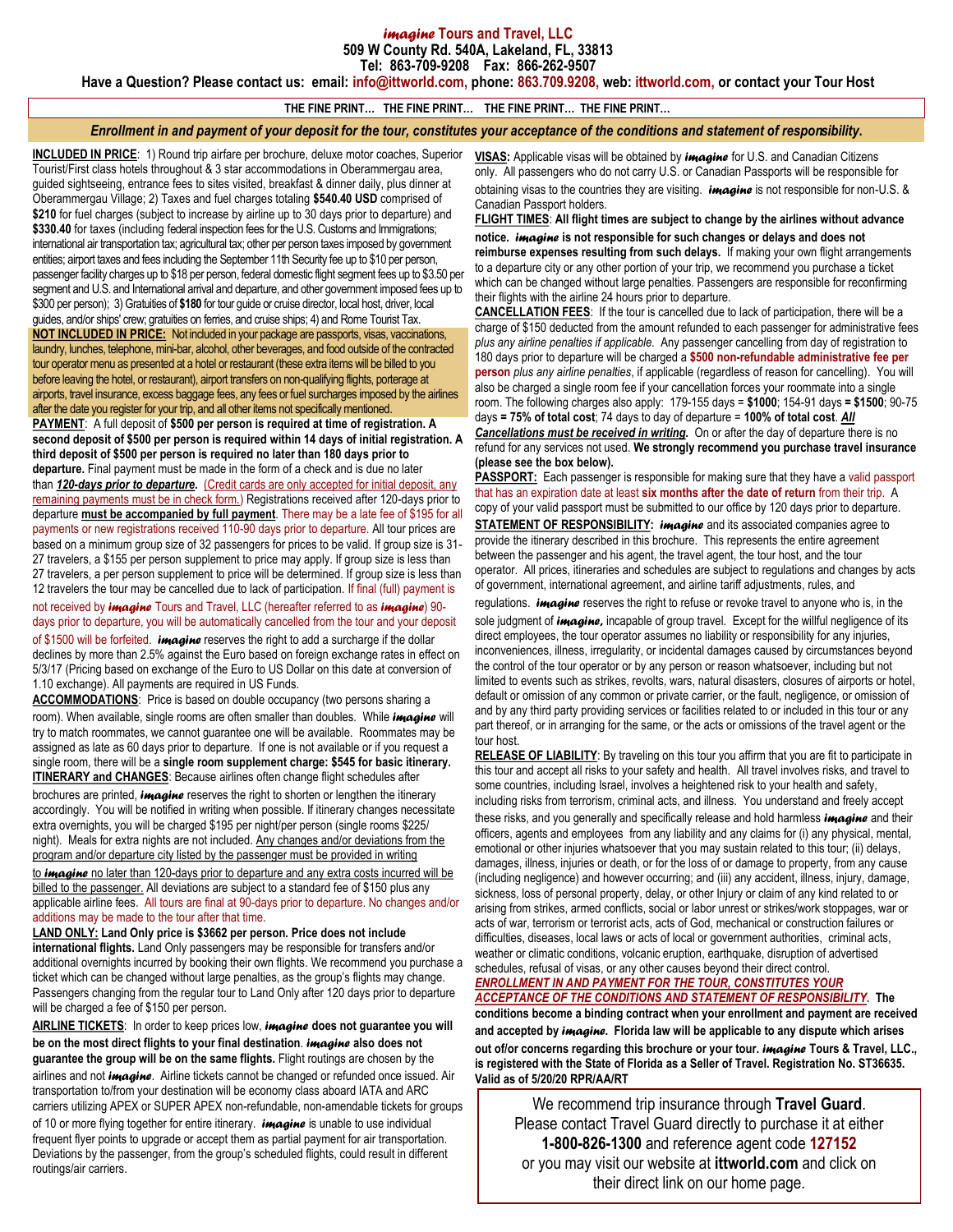***imagine*** **Tours and Travel, LLC**
**509 W County Rd. 540A, Lakeland, FL, 33813**
**Tel: 863-709-9208 Fax: 866-262-9507**
**Have a Question? Please contact us: email: info@ittworld.com, phone: 863.709.9208, web: ittworld.com, or contact your Tour Host**

**THE FINE PRINT… THE FINE PRINT… THE FINE PRINT… THE FINE PRINT…**

***Enrollment in and payment of your deposit for the tour, constitutes your acceptance of the conditions and statement of responsibility.***

**INCLUDED IN PRICE**: 1) Round trip airfare per brochure, deluxe motor coaches, Superior Tourist/First class hotels throughout & 3 star accommodations in Oberammergau area, guided sightseeing, entrance fees to sites visited, breakfast & dinner daily, plus dinner at Oberammergau Village; 2) Taxes and fuel charges totaling **$540.40 USD** comprised of **$210** for fuel charges (subject to increase by airline up to 30 days prior to departure) and **$330.40** for taxes (including federal inspection fees for the U.S. Customs and Immigrations; international air transportation tax; agricultural tax; other per person taxes imposed by government entities; airport taxes and fees including the September 11th Security fee up to $10 per person, passenger facility charges up to $18 per person, federal domestic flight segment fees up to $3.50 per segment and U.S. and International arrival and departure, and other government imposed fees up to $300 per person); 3) Gratuities of **$180** for tour guide or cruise director, local host, driver, local guides, and/or ships' crew; gratuities on ferries, and cruise ships; 4) and Rome Tourist Tax.

**NOT INCLUDED IN PRICE:** Not included in your package are passports, visas, vaccinations, laundry, lunches, telephone, mini-bar, alcohol, other beverages, and food outside of the contracted tour operator menu as presented at a hotel or restaurant (these extra items will be billed to you before leaving the hotel, or restaurant), airport transfers on non-qualifying flights, porterage at airports, travel insurance, excess baggage fees, any fees or fuel surcharges imposed by the airlines after the date you register for your trip, and all other items not specifically mentioned.

**PAYMENT**: A full deposit of **$500 per person is required at time of registration. A second deposit of $500 per person is required within 14 days of initial registration. A third deposit of $500 per person is required no later than 180 days prior to departure.** Final payment must be made in the form of a check and is due no later than ***120-days prior to departure.*** (Credit cards are only accepted for initial deposit, any remaining payments must be in check form.) Registrations received after 120-days prior to departure **must be accompanied by full payment**. There may be a late fee of $195 for all payments or new registrations received 110-90 days prior to departure. All tour prices are based on a minimum group size of 32 passengers for prices to be valid. If group size is 31-27 travelers, a $155 per person supplement to price may apply. If group size is less than 27 travelers, a per person supplement to price will be determined. If group size is less than 12 travelers the tour may be cancelled due to lack of participation. If final (full) payment is not received by ***imagine*** Tours and Travel, LLC (hereafter referred to as ***imagine***) 90-days prior to departure, you will be automatically cancelled from the tour and your deposit of $1500 will be forfeited. ***imagine*** reserves the right to add a surcharge if the dollar declines by more than 2.5% against the Euro based on foreign exchange rates in effect on 5/3/17 (Pricing based on exchange of the Euro to US Dollar on this date at conversion of 1.10 exchange). All payments are required in US Funds.

**ACCOMMODATIONS**: Price is based on double occupancy (two persons sharing a room). When available, single rooms are often smaller than doubles. While ***imagine*** will try to match roommates, we cannot guarantee one will be available. Roommates may be assigned as late as 60 days prior to departure. If one is not available or if you request a single room, there will be a **single room supplement charge: $545 for basic itinerary.**

**ITINERARY and CHANGES**: Because airlines often change flight schedules after brochures are printed, ***imagine*** reserves the right to shorten or lengthen the itinerary accordingly. You will be notified in writing when possible. If itinerary changes necessitate extra overnights, you will be charged $195 per night/per person (single rooms $225/night). Meals for extra nights are not included. Any changes and/or deviations from the program and/or departure city listed by the passenger must be provided in writing to ***imagine*** no later than 120-days prior to departure and any extra costs incurred will be billed to the passenger. All deviations are subject to a standard fee of $150 plus any applicable airline fees. All tours are final at 90-days prior to departure. No changes and/or additions may be made to the tour after that time.

**LAND ONLY: Land Only price is $3662 per person. Price does not include international flights.** Land Only passengers may be responsible for transfers and/or additional overnights incurred by booking their own flights. We recommend you purchase a ticket which can be changed without large penalties, as the group's flights may change. Passengers changing from the regular tour to Land Only after 120 days prior to departure will be charged a fee of $150 per person.

**AIRLINE TICKETS**: In order to keep prices low, ***imagine*** **does not guarantee you will be on the most direct flights to your final destination**. ***imagine*** **also does not guarantee the group will be on the same flights.** Flight routings are chosen by the airlines and not ***imagine***. Airline tickets cannot be changed or refunded once issued. Air transportation to/from your destination will be economy class aboard IATA and ARC carriers utilizing APEX or SUPER APEX non-refundable, non-amendable tickets for groups of 10 or more flying together for entire itinerary. ***imagine*** is unable to use individual frequent flyer points to upgrade or accept them as partial payment for air transportation. Deviations by the passenger, from the group's scheduled flights, could result in different routings/air carriers.

**VISAS:** Applicable visas will be obtained by ***imagine*** for U.S. and Canadian Citizens only. All passengers who do not carry U.S. or Canadian Passports will be responsible for obtaining visas to the countries they are visiting. ***imagine*** is not responsible for non-U.S. & Canadian Passport holders.

**FLIGHT TIMES**: **All flight times are subject to change by the airlines without advance notice.** ***imagine*** **is not responsible for such changes or delays and does not reimburse expenses resulting from such delays.** If making your own flight arrangements to a departure city or any other portion of your trip, we recommend you purchase a ticket which can be changed without large penalties. Passengers are responsible for reconfirming their flights with the airline 24 hours prior to departure.

**CANCELLATION FEES**: If the tour is cancelled due to lack of participation, there will be a charge of $150 deducted from the amount refunded to each passenger for administrative fees *plus any airline penalties if applicable.* Any passenger cancelling from day of registration to 180 days prior to departure will be charged a **$500 non-refundable administrative fee per person** *plus any airline penalties*, if applicable (regardless of reason for cancelling). You will also be charged a single room fee if your cancellation forces your roommate into a single room. The following charges also apply: 179-155 days = **$1000**; 154-91 days **= $1500**; 90-75 days **= 75% of total cost**; 74 days to day of departure = **100% of total cost**. ***All Cancellations must be received in writing.*** On or after the day of departure there is no refund for any services not used. **We strongly recommend you purchase travel insurance (please see the box below).**

**PASSPORT:** Each passenger is responsible for making sure that they have a valid passport that has an expiration date at least **six months after the date of return** from their trip. A copy of your valid passport must be submitted to our office by 120 days prior to departure.

**STATEMENT OF RESPONSIBILITY:** ***imagine*** and its associated companies agree to provide the itinerary described in this brochure. This represents the entire agreement between the passenger and his agent, the travel agent, the tour host, and the tour operator. All prices, itineraries and schedules are subject to regulations and changes by acts of government, international agreement, and airline tariff adjustments, rules, and regulations. ***imagine*** reserves the right to refuse or revoke travel to anyone who is, in the sole judgment of ***imagine,*** incapable of group travel. Except for the willful negligence of its direct employees, the tour operator assumes no liability or responsibility for any injuries, inconveniences, illness, irregularity, or incidental damages caused by circumstances beyond the control of the tour operator or by any person or reason whatsoever, including but not limited to events such as strikes, revolts, wars, natural disasters, closures of airports or hotel, default or omission of any common or private carrier, or the fault, negligence, or omission of and by any third party providing services or facilities related to or included in this tour or any part thereof, or in arranging for the same, or the acts or omissions of the travel agent or the tour host.

**RELEASE OF LIABILITY**: By traveling on this tour you affirm that you are fit to participate in this tour and accept all risks to your safety and health. All travel involves risks, and travel to some countries, including Israel, involves a heightened risk to your health and safety, including risks from terrorism, criminal acts, and illness. You understand and freely accept these risks, and you generally and specifically release and hold harmless ***imagine*** and their officers, agents and employees from any liability and any claims for (i) any physical, mental, emotional or other injuries whatsoever that you may sustain related to this tour; (ii) delays, damages, illness, injuries or death, or for the loss of or damage to property, from any cause (including negligence) and however occurring; and (iii) any accident, illness, injury, damage, sickness, loss of personal property, delay, or other Injury or claim of any kind related to or arising from strikes, armed conflicts, social or labor unrest or strikes/work stoppages, war or acts of war, terrorism or terrorist acts, acts of God, mechanical or construction failures or difficulties, diseases, local laws or acts of local or government authorities, criminal acts, weather or climatic conditions, volcanic eruption, earthquake, disruption of advertised schedules, refusal of visas, or any other causes beyond their direct control.

***ENROLLMENT IN AND PAYMENT FOR THE TOUR, CONSTITUTES YOUR ACCEPTANCE OF THE CONDITIONS AND STATEMENT OF RESPONSIBILITY.*** **The conditions become a binding contract when your enrollment and payment are received and accepted by** ***imagine*****. Florida law will be applicable to any dispute which arises out of/or concerns regarding this brochure or your tour.** ***imagine*** **Tours & Travel, LLC., is registered with the State of Florida as a Seller of Travel. Registration No. ST36635. Valid as of 5/20/20 RPR/AA/RT**

We recommend trip insurance through **Travel Guard**.
Please contact Travel Guard directly to purchase it at either **1-800-826-1300** and reference agent code **127152**
or you may visit our website at **ittworld.com** and click on their direct link on our home page.